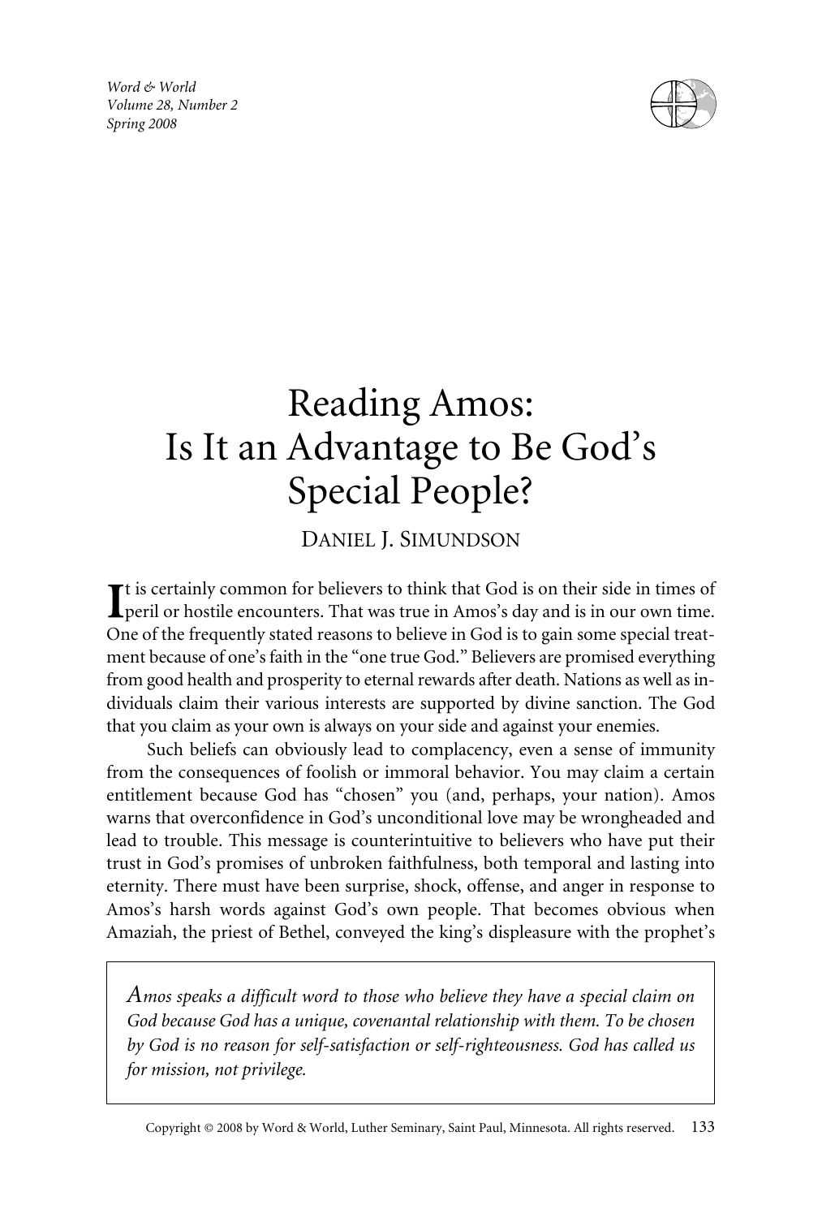# Reading Amos: Is It an Advantage to Be God's Special People?

DANIEL J. SIMUNDSON

It is certainly common for believers to think that God is on their side in times of peril or hostile encounters. That was true in Amos's day and is in our own time. One of the frequently stated reasons to believe in God is to gain some special treatment because of one's faith in the "one true God." Believers are promised everything from good health and prosperity to eternal rewards after death. Nations as well as individuals claim their various interests are supported by divine sanction. The God that you claim as your own is always on your side and against your enemies.

Such beliefs can obviously lead to complacency, even a sense of immunity from the consequences of foolish or immoral behavior. You may claim a certain entitlement because God has "chosen" you (and, perhaps, your nation). Amos warns that overconfidence in God's unconditional love may be wrongheaded and lead to trouble. This message is counterintuitive to believers who have put their trust in God's promises of unbroken faithfulness, both temporal and lasting into eternity. There must have been surprise, shock, offense, and anger in response to Amos's harsh words against God's own people. That becomes obvious when Amaziah, the priest of Bethel, conveyed the king's displeasure with the prophet's

> *Amos speaks a difficult word to those who believe they have a special claim on God because God has a unique, covenantal relationship with them. To be chosen by God is no reason for self-satisfaction or self-righteousness. God has called us for mission, not privilege.*

Copyright © 2008 by Word & World, Luther Seminary, Saint Paul, Minnesota. All rights reserved.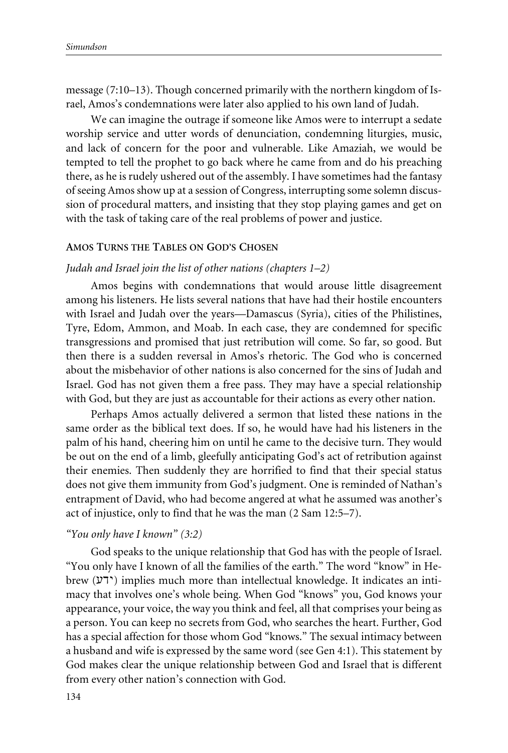message (7:10–13). Though concerned primarily with the northern kingdom of Israel, Amos's condemnations were later also applied to his own land of Judah.

We can imagine the outrage if someone like Amos were to interrupt a sedate worship service and utter words of denunciation, condemning liturgies, music, and lack of concern for the poor and vulnerable. Like Amaziah, we would be tempted to tell the prophet to go back where he came from and do his preaching there, as he is rudely ushered out of the assembly. I have sometimes had the fantasy of seeing Amos show up at a session of Congress, interrupting some solemn discussion of procedural matters, and insisting that they stop playing games and get on with the task of taking care of the real problems of power and justice.

## Amos Turns the Tables on God's Chosen

### *Judah and Israel join the list of other nations (chapters 1–2)*

Amos begins with condemnations that would arouse little disagreement among his listeners. He lists several nations that have had their hostile encounters with Israel and Judah over the years—Damascus (Syria), cities of the Philistines, Tyre, Edom, Ammon, and Moab. In each case, they are condemned for specific transgressions and promised that just retribution will come. So far, so good. But then there is a sudden reversal in Amos's rhetoric. The God who is concerned about the misbehavior of other nations is also concerned for the sins of Judah and Israel. God has not given them a free pass. They may have a special relationship with God, but they are just as accountable for their actions as every other nation.

Perhaps Amos actually delivered a sermon that listed these nations in the same order as the biblical text does. If so, he would have had his listeners in the palm of his hand, cheering him on until he came to the decisive turn. They would be out on the end of a limb, gleefully anticipating God's act of retribution against their enemies. Then suddenly they are horrified to find that their special status does not give them immunity from God's judgment. One is reminded of Nathan's entrapment of David, who had become angered at what he assumed was another's act of injustice, only to find that he was the man (2 Sam 12:5–7).

### *"You only have I known" (3:2)*

God speaks to the unique relationship that God has with the people of Israel. "You only have I known of all the families of the earth." The word "know" in Hebrew (ידע) implies much more than intellectual knowledge. It indicates an intimacy that involves one's whole being. When God "knows" you, God knows your appearance, your voice, the way you think and feel, all that comprises your being as a person. You can keep no secrets from God, who searches the heart. Further, God has a special affection for those whom God "knows." The sexual intimacy between a husband and wife is expressed by the same word (see Gen 4:1). This statement by God makes clear the unique relationship between God and Israel that is different from every other nation's connection with God.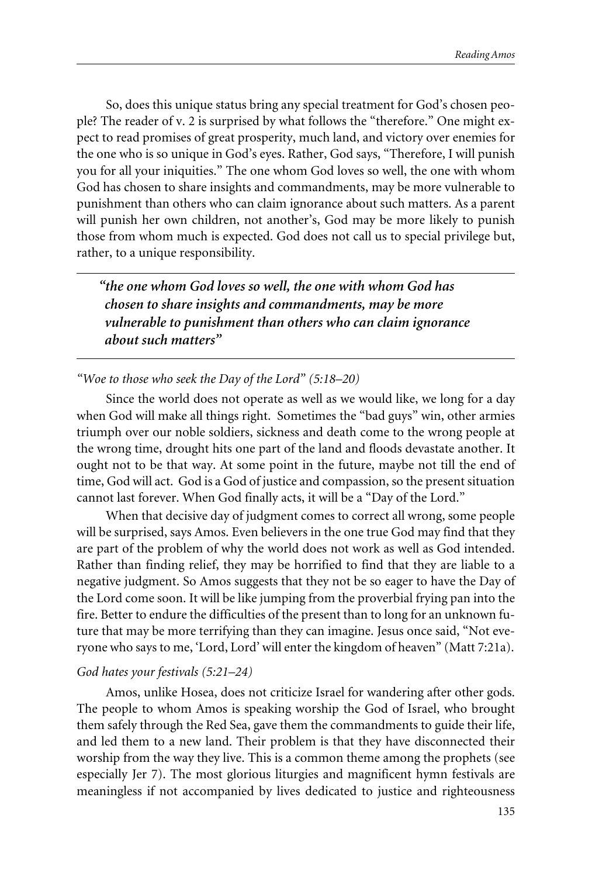So, does this unique status bring any special treatment for God's chosen people? The reader of v. 2 is surprised by what follows the "therefore." One might expect to read promises of great prosperity, much land, and victory over enemies for the one who is so unique in God's eyes. Rather, God says, "Therefore, I will punish you for all your iniquities." The one whom God loves so well, the one with whom God has chosen to share insights and commandments, may be more vulnerable to punishment than others who can claim ignorance about such matters. As a parent will punish her own children, not another's, God may be more likely to punish those from whom much is expected. God does not call us to special privilege but, rather, to a unique responsibility.

> ***"the one whom God loves so well, the one with whom God has chosen to share insights and commandments, may be more vulnerable to punishment than others who can claim ignorance about such matters"***

*"Woe to those who seek the Day of the Lord" (5:18–20)*

Since the world does not operate as well as we would like, we long for a day when God will make all things right. Sometimes the "bad guys" win, other armies triumph over our noble soldiers, sickness and death come to the wrong people at the wrong time, drought hits one part of the land and floods devastate another. It ought not to be that way. At some point in the future, maybe not till the end of time, God will act. God is a God of justice and compassion, so the present situation cannot last forever. When God finally acts, it will be a "Day of the Lord."

When that decisive day of judgment comes to correct all wrong, some people will be surprised, says Amos. Even believers in the one true God may find that they are part of the problem of why the world does not work as well as God intended. Rather than finding relief, they may be horrified to find that they are liable to a negative judgment. So Amos suggests that they not be so eager to have the Day of the Lord come soon. It will be like jumping from the proverbial frying pan into the fire. Better to endure the difficulties of the present than to long for an unknown future that may be more terrifying than they can imagine. Jesus once said, "Not everyone who says to me, 'Lord, Lord' will enter the kingdom of heaven" (Matt 7:21a).

*God hates your festivals (5:21–24)*

Amos, unlike Hosea, does not criticize Israel for wandering after other gods. The people to whom Amos is speaking worship the God of Israel, who brought them safely through the Red Sea, gave them the commandments to guide their life, and led them to a new land. Their problem is that they have disconnected their worship from the way they live. This is a common theme among the prophets (see especially Jer 7). The most glorious liturgies and magnificent hymn festivals are meaningless if not accompanied by lives dedicated to justice and righteousness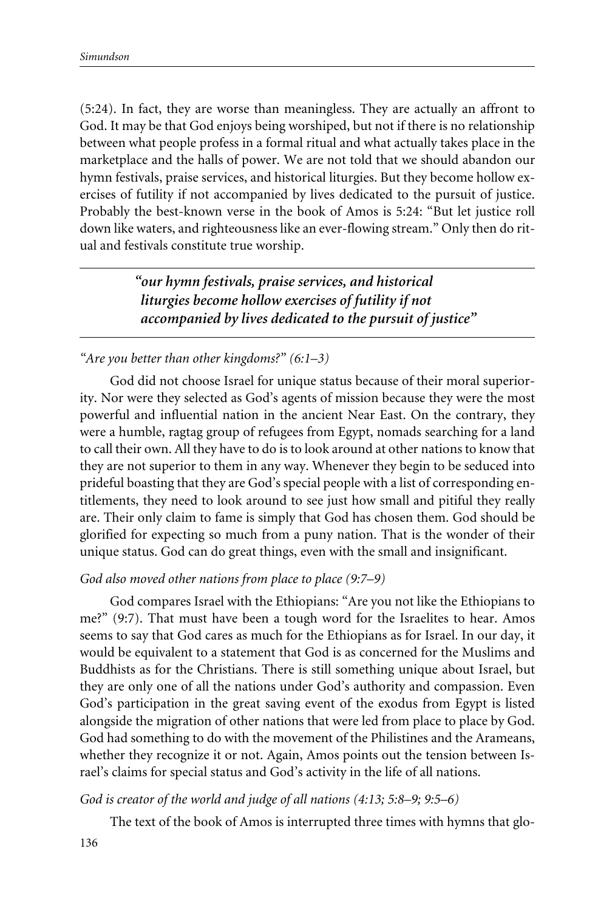(5:24). In fact, they are worse than meaningless. They are actually an affront to God. It may be that God enjoys being worshiped, but not if there is no relationship between what people profess in a formal ritual and what actually takes place in the marketplace and the halls of power. We are not told that we should abandon our hymn festivals, praise services, and historical liturgies. But they become hollow exercises of futility if not accompanied by lives dedicated to the pursuit of justice. Probably the best-known verse in the book of Amos is 5:24: "But let justice roll down like waters, and righteousness like an ever-flowing stream." Only then do ritual and festivals constitute true worship.

> ***"our hymn festivals, praise services, and historical liturgies become hollow exercises of futility if not accompanied by lives dedicated to the pursuit of justice"***

*"Are you better than other kingdoms?" (6:1–3)*

God did not choose Israel for unique status because of their moral superiority. Nor were they selected as God's agents of mission because they were the most powerful and influential nation in the ancient Near East. On the contrary, they were a humble, ragtag group of refugees from Egypt, nomads searching for a land to call their own. All they have to do is to look around at other nations to know that they are not superior to them in any way. Whenever they begin to be seduced into prideful boasting that they are God's special people with a list of corresponding entitlements, they need to look around to see just how small and pitiful they really are. Their only claim to fame is simply that God has chosen them. God should be glorified for expecting so much from a puny nation. That is the wonder of their unique status. God can do great things, even with the small and insignificant.

*God also moved other nations from place to place (9:7–9)*

God compares Israel with the Ethiopians: "Are you not like the Ethiopians to me?" (9:7). That must have been a tough word for the Israelites to hear. Amos seems to say that God cares as much for the Ethiopians as for Israel. In our day, it would be equivalent to a statement that God is as concerned for the Muslims and Buddhists as for the Christians. There is still something unique about Israel, but they are only one of all the nations under God's authority and compassion. Even God's participation in the great saving event of the exodus from Egypt is listed alongside the migration of other nations that were led from place to place by God. God had something to do with the movement of the Philistines and the Arameans, whether they recognize it or not. Again, Amos points out the tension between Israel's claims for special status and God's activity in the life of all nations.

*God is creator of the world and judge of all nations (4:13; 5:8–9; 9:5–6)*

The text of the book of Amos is interrupted three times with hymns that glo-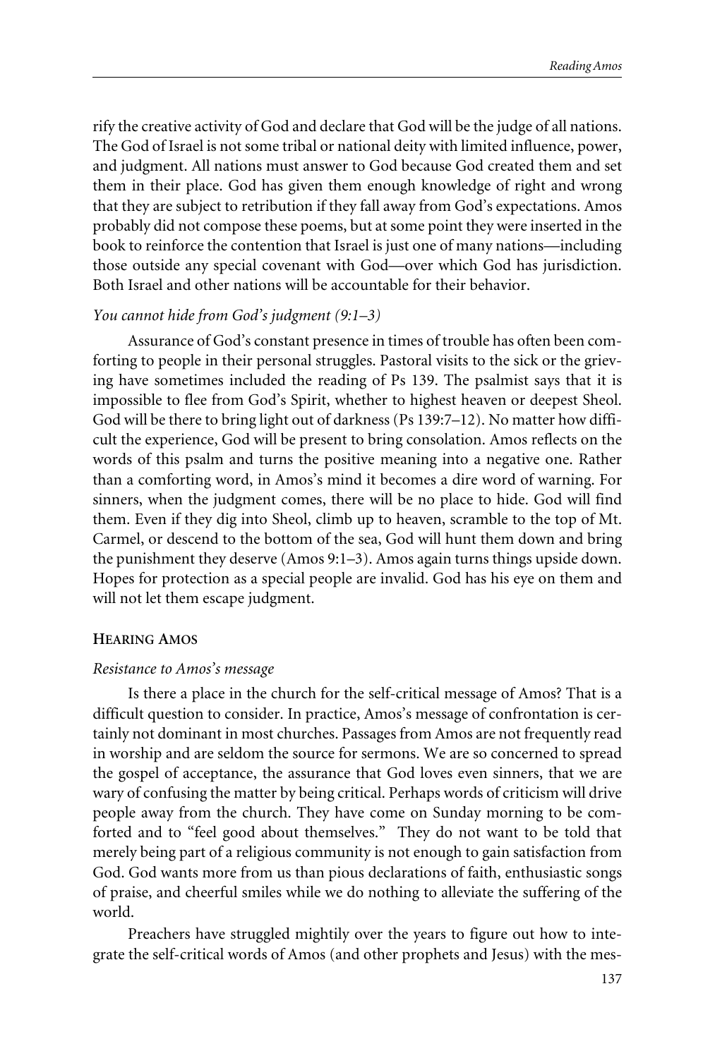rify the creative activity of God and declare that God will be the judge of all nations. The God of Israel is not some tribal or national deity with limited influence, power, and judgment. All nations must answer to God because God created them and set them in their place. God has given them enough knowledge of right and wrong that they are subject to retribution if they fall away from God's expectations. Amos probably did not compose these poems, but at some point they were inserted in the book to reinforce the contention that Israel is just one of many nations—including those outside any special covenant with God—over which God has jurisdiction. Both Israel and other nations will be accountable for their behavior.

*You cannot hide from God's judgment (9:1–3)*

Assurance of God's constant presence in times of trouble has often been comforting to people in their personal struggles. Pastoral visits to the sick or the grieving have sometimes included the reading of Ps 139. The psalmist says that it is impossible to flee from God's Spirit, whether to highest heaven or deepest Sheol. God will be there to bring light out of darkness (Ps 139:7–12). No matter how difficult the experience, God will be present to bring consolation. Amos reflects on the words of this psalm and turns the positive meaning into a negative one. Rather than a comforting word, in Amos's mind it becomes a dire word of warning. For sinners, when the judgment comes, there will be no place to hide. God will find them. Even if they dig into Sheol, climb up to heaven, scramble to the top of Mt. Carmel, or descend to the bottom of the sea, God will hunt them down and bring the punishment they deserve (Amos 9:1–3). Amos again turns things upside down. Hopes for protection as a special people are invalid. God has his eye on them and will not let them escape judgment.

## Hearing Amos

*Resistance to Amos's message*

Is there a place in the church for the self-critical message of Amos? That is a difficult question to consider. In practice, Amos's message of confrontation is certainly not dominant in most churches. Passages from Amos are not frequently read in worship and are seldom the source for sermons. We are so concerned to spread the gospel of acceptance, the assurance that God loves even sinners, that we are wary of confusing the matter by being critical. Perhaps words of criticism will drive people away from the church. They have come on Sunday morning to be comforted and to "feel good about themselves." They do not want to be told that merely being part of a religious community is not enough to gain satisfaction from God. God wants more from us than pious declarations of faith, enthusiastic songs of praise, and cheerful smiles while we do nothing to alleviate the suffering of the world.

Preachers have struggled mightily over the years to figure out how to integrate the self-critical words of Amos (and other prophets and Jesus) with the mes-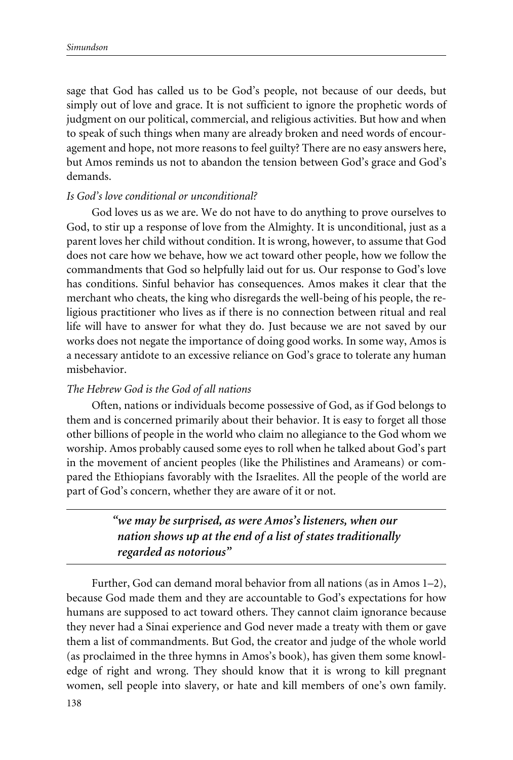sage that God has called us to be God's people, not because of our deeds, but simply out of love and grace. It is not sufficient to ignore the prophetic words of judgment on our political, commercial, and religious activities. But how and when to speak of such things when many are already broken and need words of encouragement and hope, not more reasons to feel guilty? There are no easy answers here, but Amos reminds us not to abandon the tension between God's grace and God's demands.

*Is God's love conditional or unconditional?*

God loves us as we are. We do not have to do anything to prove ourselves to God, to stir up a response of love from the Almighty. It is unconditional, just as a parent loves her child without condition. It is wrong, however, to assume that God does not care how we behave, how we act toward other people, how we follow the commandments that God so helpfully laid out for us. Our response to God's love has conditions. Sinful behavior has consequences. Amos makes it clear that the merchant who cheats, the king who disregards the well-being of his people, the religious practitioner who lives as if there is no connection between ritual and real life will have to answer for what they do. Just because we are not saved by our works does not negate the importance of doing good works. In some way, Amos is a necessary antidote to an excessive reliance on God's grace to tolerate any human misbehavior.

*The Hebrew God is the God of all nations*

Often, nations or individuals become possessive of God, as if God belongs to them and is concerned primarily about their behavior. It is easy to forget all those other billions of people in the world who claim no allegiance to the God whom we worship. Amos probably caused some eyes to roll when he talked about God's part in the movement of ancient peoples (like the Philistines and Arameans) or compared the Ethiopians favorably with the Israelites. All the people of the world are part of God's concern, whether they are aware of it or not.

> ***"we may be surprised, as were Amos's listeners, when our nation shows up at the end of a list of states traditionally regarded as notorious"***

Further, God can demand moral behavior from all nations (as in Amos 1–2), because God made them and they are accountable to God's expectations for how humans are supposed to act toward others. They cannot claim ignorance because they never had a Sinai experience and God never made a treaty with them or gave them a list of commandments. But God, the creator and judge of the whole world (as proclaimed in the three hymns in Amos's book), has given them some knowledge of right and wrong. They should know that it is wrong to kill pregnant women, sell people into slavery, or hate and kill members of one's own family.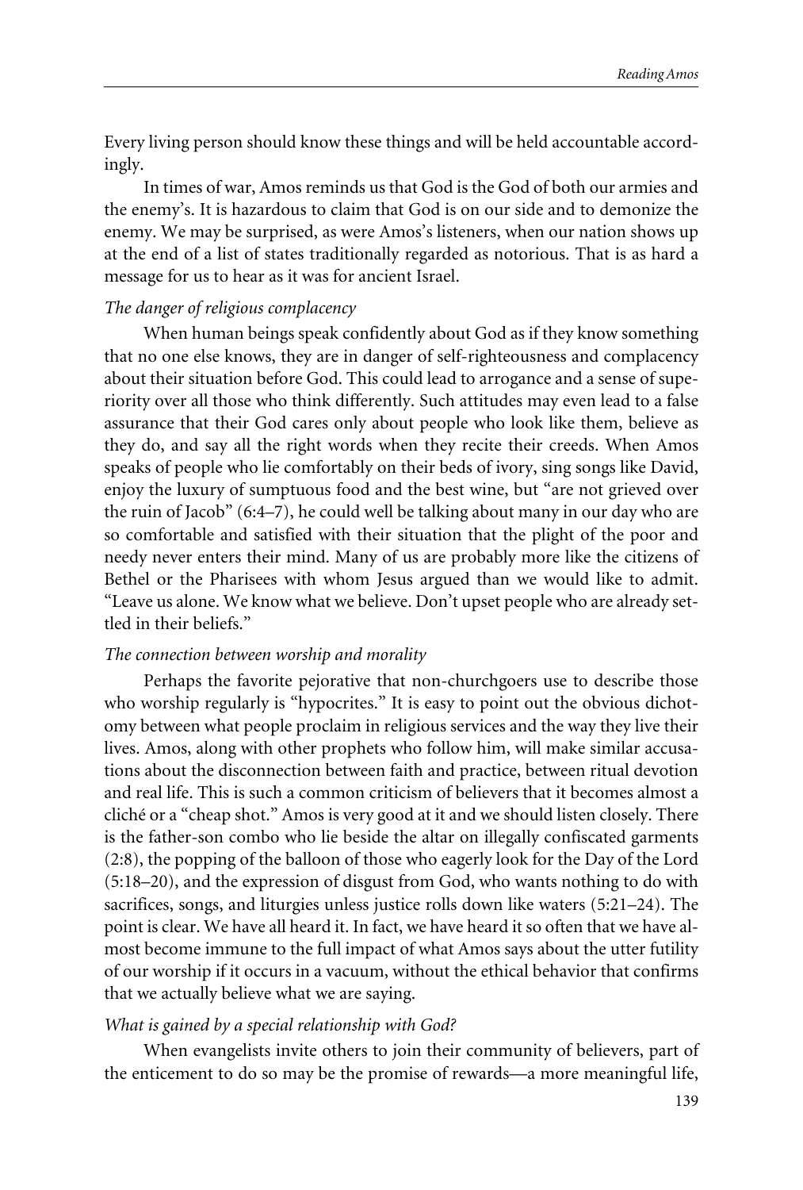Every living person should know these things and will be held accountable accordingly.

In times of war, Amos reminds us that God is the God of both our armies and the enemy's. It is hazardous to claim that God is on our side and to demonize the enemy. We may be surprised, as were Amos's listeners, when our nation shows up at the end of a list of states traditionally regarded as notorious. That is as hard a message for us to hear as it was for ancient Israel.

*The danger of religious complacency*

When human beings speak confidently about God as if they know something that no one else knows, they are in danger of self-righteousness and complacency about their situation before God. This could lead to arrogance and a sense of superiority over all those who think differently. Such attitudes may even lead to a false assurance that their God cares only about people who look like them, believe as they do, and say all the right words when they recite their creeds. When Amos speaks of people who lie comfortably on their beds of ivory, sing songs like David, enjoy the luxury of sumptuous food and the best wine, but "are not grieved over the ruin of Jacob" (6:4–7), he could well be talking about many in our day who are so comfortable and satisfied with their situation that the plight of the poor and needy never enters their mind. Many of us are probably more like the citizens of Bethel or the Pharisees with whom Jesus argued than we would like to admit. "Leave us alone. We know what we believe. Don't upset people who are already settled in their beliefs."

*The connection between worship and morality*

Perhaps the favorite pejorative that non-churchgoers use to describe those who worship regularly is "hypocrites." It is easy to point out the obvious dichotomy between what people proclaim in religious services and the way they live their lives. Amos, along with other prophets who follow him, will make similar accusations about the disconnection between faith and practice, between ritual devotion and real life. This is such a common criticism of believers that it becomes almost a cliché or a "cheap shot." Amos is very good at it and we should listen closely. There is the father-son combo who lie beside the altar on illegally confiscated garments (2:8), the popping of the balloon of those who eagerly look for the Day of the Lord (5:18–20), and the expression of disgust from God, who wants nothing to do with sacrifices, songs, and liturgies unless justice rolls down like waters (5:21–24). The point is clear. We have all heard it. In fact, we have heard it so often that we have almost become immune to the full impact of what Amos says about the utter futility of our worship if it occurs in a vacuum, without the ethical behavior that confirms that we actually believe what we are saying.

*What is gained by a special relationship with God?*

When evangelists invite others to join their community of believers, part of the enticement to do so may be the promise of rewards—a more meaningful life,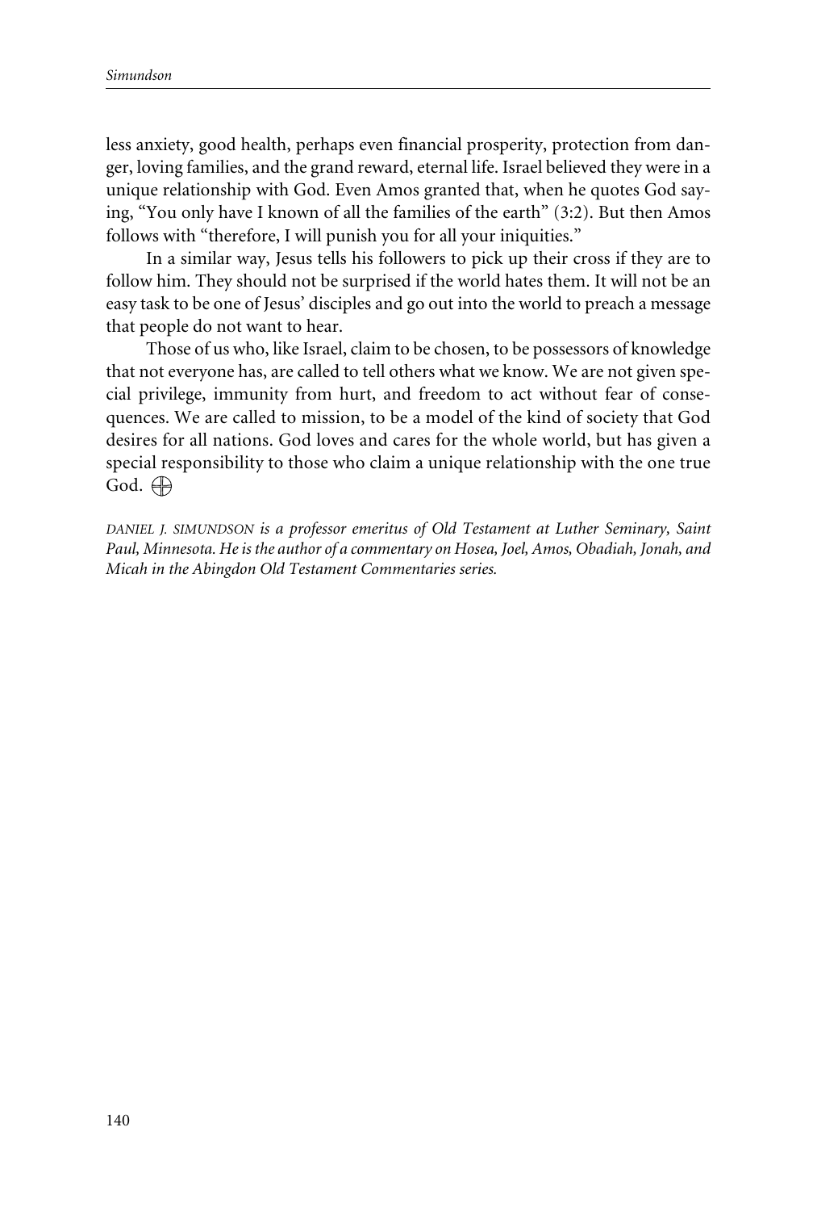less anxiety, good health, perhaps even financial prosperity, protection from danger, loving families, and the grand reward, eternal life. Israel believed they were in a unique relationship with God. Even Amos granted that, when he quotes God saying, "You only have I known of all the families of the earth" (3:2). But then Amos follows with "therefore, I will punish you for all your iniquities."

In a similar way, Jesus tells his followers to pick up their cross if they are to follow him. They should not be surprised if the world hates them. It will not be an easy task to be one of Jesus' disciples and go out into the world to preach a message that people do not want to hear.

Those of us who, like Israel, claim to be chosen, to be possessors of knowledge that not everyone has, are called to tell others what we know. We are not given special privilege, immunity from hurt, and freedom to act without fear of consequences. We are called to mission, to be a model of the kind of society that God desires for all nations. God loves and cares for the whole world, but has given a special responsibility to those who claim a unique relationship with the one true God. ⊕

*DANIEL J. SIMUNDSON is a professor emeritus of Old Testament at Luther Seminary, Saint Paul, Minnesota. He is the author of a commentary on Hosea, Joel, Amos, Obadiah, Jonah, and Micah in the Abingdon Old Testament Commentaries series.*